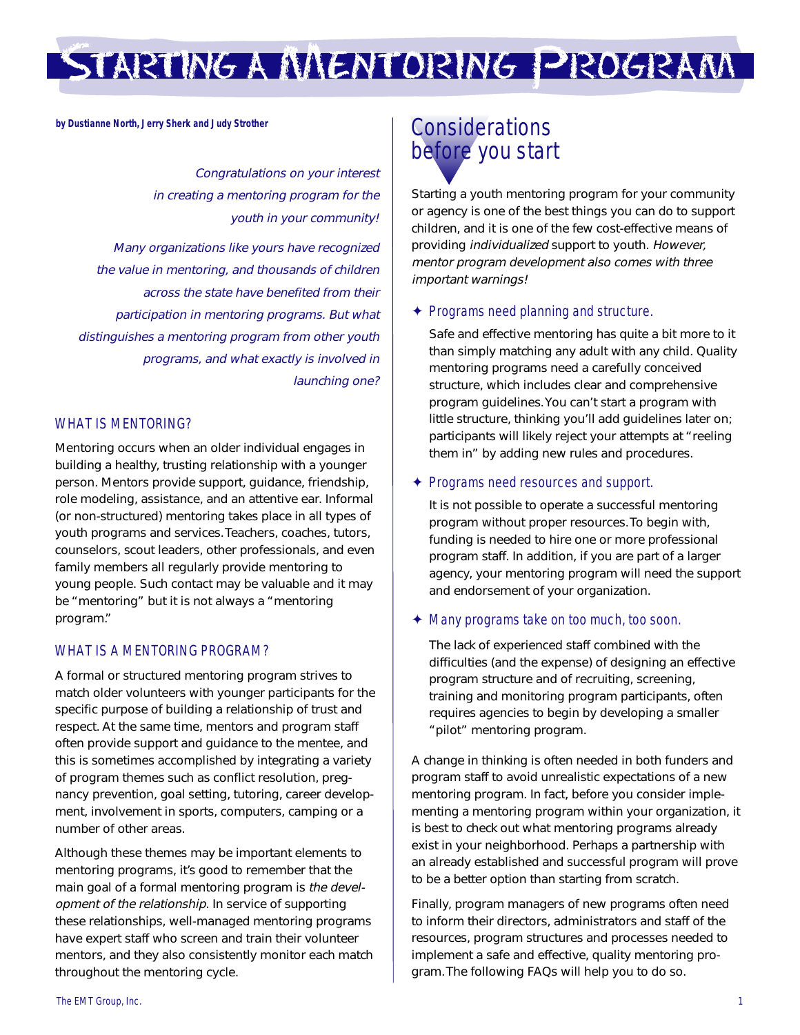# Starting a Mentoring Program

**by Dustianne North, Jerry Sherk and Judy Strother**

*Congratulations on your interest in creating a mentoring program for the youth in your community!*

*Many organizations like yours have recognized the value in mentoring, and thousands of children across the state have benefited from their participation in mentoring programs. But what distinguishes a mentoring program from other youth programs, and what exactly is involved in launching one?*

### WHAT IS MENTORING?

Mentoring occurs when an older individual engages in building a healthy, trusting relationship with a younger person. Mentors provide support, guidance, friendship, role modeling, assistance, and an attentive ear. Informal (or non-structured) mentoring takes place in all types of youth programs and services. Teachers, coaches, tutors, counselors, scout leaders, other professionals, and even family members all regularly provide mentoring to young people. Such contact may be valuable and it may be "mentoring" but it is not always a "mentoring program."

### WHAT IS A MENTORING PROGRAM?

A formal or structured mentoring program strives to match older volunteers with younger participants for the specific purpose of building a relationship of trust and respect. At the same time, mentors and program staff often provide support and guidance to the mentee, and this is sometimes accomplished by integrating a variety of program themes such as conflict resolution, pregnancy prevention, goal setting, tutoring, career development, involvement in sports, computers, camping or a number of other areas.

Although these themes may be important elements to mentoring programs, it's good to remember that the main goal of a formal mentoring program is *the development of the relationship*. In service of supporting these relationships, well-managed mentoring programs have expert staff who screen and train their volunteer mentors, and they also consistently monitor each match throughout the mentoring cycle.

## Considerations before you start

Starting a youth mentoring program for your community or agency is one of the best things you can do to support children, and it is one of the few cost-effective means of providing *individualized* support to youth. *However, mentor program development also comes with three important warnings!*

- **Programs need planning and structure.**

  Safe and effective mentoring has quite a bit more to it than simply matching any adult with any child. Quality mentoring programs need a carefully conceived structure, which includes clear and comprehensive program guidelines. You can't start a program with little structure, thinking you'll add guidelines later on; participants will likely reject your attempts at "reeling them in" by adding new rules and procedures.

- **Programs need resources and support.**

  It is not possible to operate a successful mentoring program without proper resources. To begin with, funding is needed to hire one or more professional program staff. In addition, if you are part of a larger agency, your mentoring program will need the support and endorsement of your organization.

- **Many programs take on too much, too soon.**

  The lack of experienced staff combined with the difficulties (and the expense) of designing an effective program structure and of recruiting, screening, training and monitoring program participants, often requires agencies to begin by developing a smaller "pilot" mentoring program.

A change in thinking is often needed in both funders and program staff to avoid unrealistic expectations of a new mentoring program. In fact, before you consider implementing a mentoring program within your organization, it is best to check out what mentoring programs already exist in your neighborhood. Perhaps a partnership with an already established and successful program will prove to be a better option than starting from scratch.

Finally, program managers of new programs often need to inform their directors, administrators and staff of the resources, program structures and processes needed to implement a safe and effective, quality mentoring program. The following FAQs will help you to do so.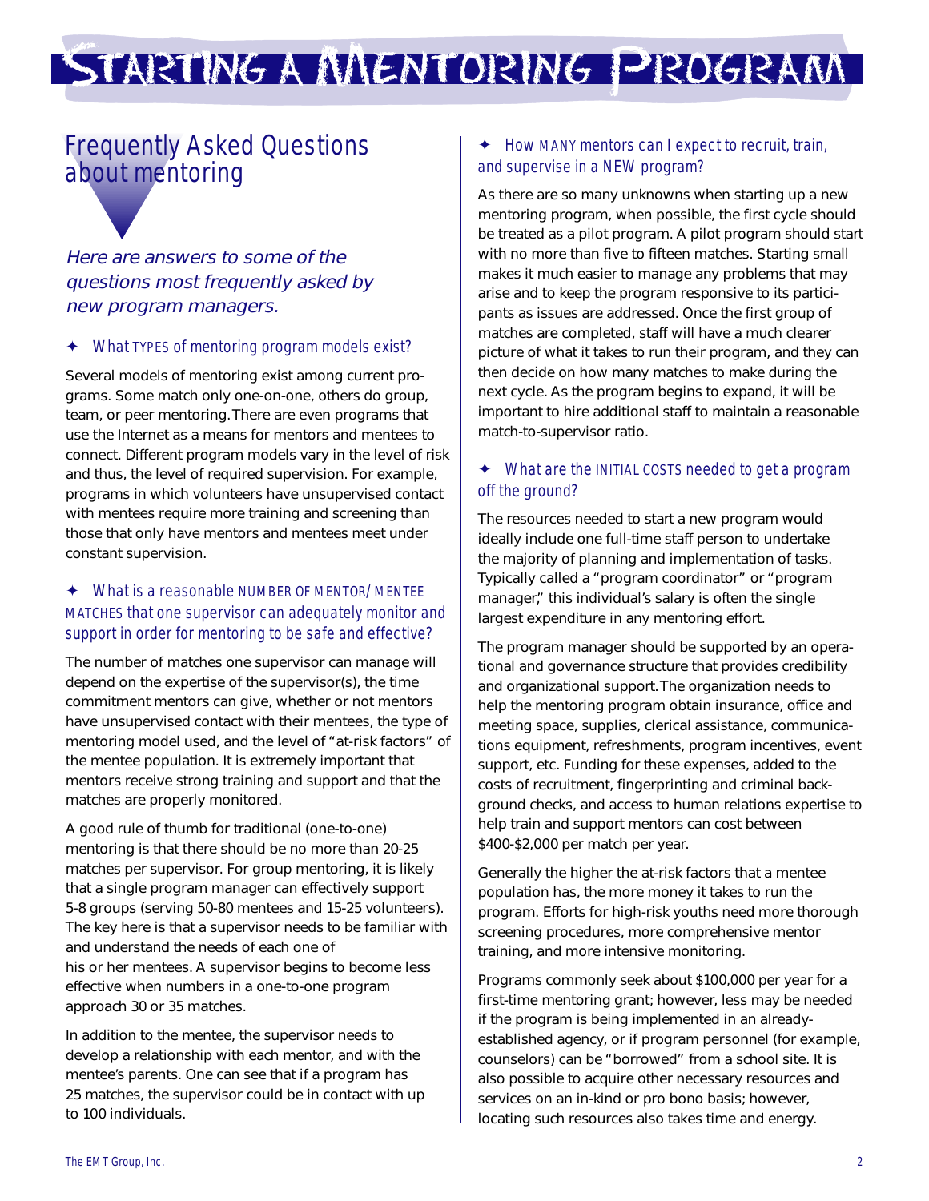# Starting a Mentoring Program

## Frequently Asked Questions about mentoring

*Here are answers to some of the questions most frequently asked by new program managers.*

### ✦ What TYPES of mentoring program models exist?

Several models of mentoring exist among current programs. Some match only one-on-one, others do group, team, or peer mentoring. There are even programs that use the Internet as a means for mentors and mentees to connect. Different program models vary in the level of risk and thus, the level of required supervision. For example, programs in which volunteers have unsupervised contact with mentees require more training and screening than those that only have mentors and mentees meet under constant supervision.

### ✦ What is a reasonable NUMBER OF MENTOR/MENTEE MATCHES that one supervisor can adequately monitor and support in order for mentoring to be safe and effective?

The number of matches one supervisor can manage will depend on the expertise of the supervisor(s), the time commitment mentors can give, whether or not mentors have unsupervised contact with their mentees, the type of mentoring model used, and the level of "at-risk factors" of the mentee population. It is extremely important that mentors receive strong training and support and that the matches are properly monitored.

A good rule of thumb for traditional (one-to-one) mentoring is that there should be no more than 20-25 matches per supervisor. For group mentoring, it is likely that a single program manager can effectively support 5-8 groups (serving 50-80 mentees and 15-25 volunteers). The key here is that a supervisor needs to be familiar with and understand the needs of each one of his or her mentees. A supervisor begins to become less effective when numbers in a one-to-one program approach 30 or 35 matches.

In addition to the mentee, the supervisor needs to develop a relationship with each mentor, and with the mentee's parents. One can see that if a program has 25 matches, the supervisor could be in contact with up to 100 individuals.

### ✦ How MANY mentors can I expect to recruit, train, and supervise in a NEW program?

As there are so many unknowns when starting up a new mentoring program, when possible, the first cycle should be treated as a pilot program. A pilot program should start with no more than five to fifteen matches. Starting small makes it much easier to manage any problems that may arise and to keep the program responsive to its participants as issues are addressed. Once the first group of matches are completed, staff will have a much clearer picture of what it takes to run their program, and they can then decide on how many matches to make during the next cycle. As the program begins to expand, it will be important to hire additional staff to maintain a reasonable match-to-supervisor ratio.

### ✦ What are the INITIAL COSTS needed to get a program off the ground?

The resources needed to start a new program would ideally include one full-time staff person to undertake the majority of planning and implementation of tasks. Typically called a "program coordinator" or "program manager," this individual's salary is often the single largest expenditure in any mentoring effort.

The program manager should be supported by an operational and governance structure that provides credibility and organizational support. The organization needs to help the mentoring program obtain insurance, office and meeting space, supplies, clerical assistance, communications equipment, refreshments, program incentives, event support, etc. Funding for these expenses, added to the costs of recruitment, fingerprinting and criminal background checks, and access to human relations expertise to help train and support mentors can cost between $400-$2,000 per match per year.

Generally the higher the at-risk factors that a mentee population has, the more money it takes to run the program. Efforts for high-risk youths need more thorough screening procedures, more comprehensive mentor training, and more intensive monitoring.

Programs commonly seek about $100,000 per year for a first-time mentoring grant; however, less may be needed if the program is being implemented in an already-established agency, or if program personnel (for example, counselors) can be "borrowed" from a school site. It is also possible to acquire other necessary resources and services on an in-kind or pro bono basis; however, locating such resources also takes time and energy.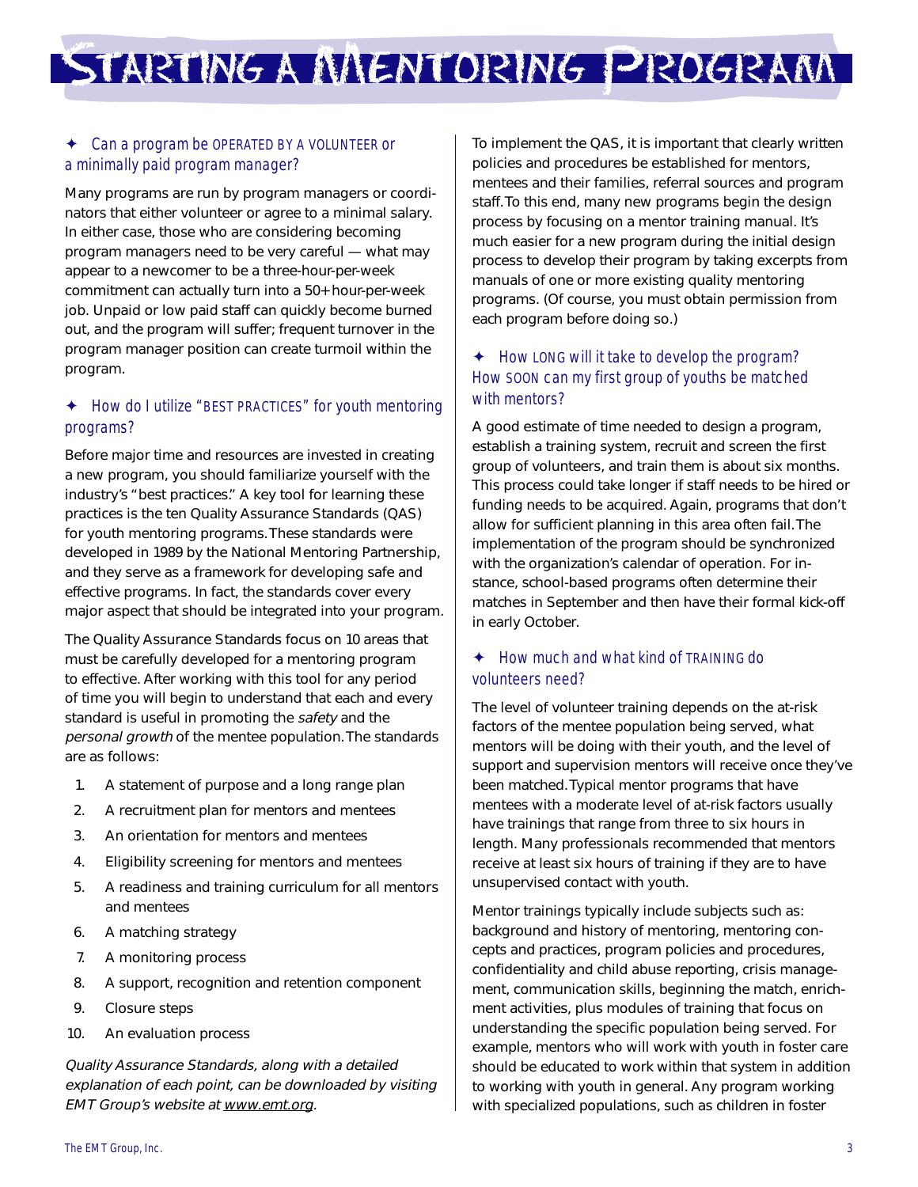# Starting a Mentoring Program

### ✦ Can a program be OPERATED BY A VOLUNTEER or a minimally paid program manager?

Many programs are run by program managers or coordinators that either volunteer or agree to a minimal salary. In either case, those who are considering becoming program managers need to be very careful — what may appear to a newcomer to be a three-hour-per-week commitment can actually turn into a 50+ hour-per-week job. Unpaid or low paid staff can quickly become burned out, and the program will suffer; frequent turnover in the program manager position can create turmoil within the program.

### ✦ How do I utilize "BEST PRACTICES" for youth mentoring programs?

Before major time and resources are invested in creating a new program, you should familiarize yourself with the industry's "best practices." A key tool for learning these practices is the ten Quality Assurance Standards (QAS) for youth mentoring programs. These standards were developed in 1989 by the National Mentoring Partnership, and they serve as a framework for developing safe and effective programs. In fact, the standards cover every major aspect that should be integrated into your program.

The Quality Assurance Standards focus on 10 areas that must be carefully developed for a mentoring program to effective. After working with this tool for any period of time you will begin to understand that each and every standard is useful in promoting the *safety* and the *personal growth* of the mentee population. The standards are as follows:

1. A statement of purpose and a long range plan
2. A recruitment plan for mentors and mentees
3. An orientation for mentors and mentees
4. Eligibility screening for mentors and mentees
5. A readiness and training curriculum for all mentors and mentees
6. A matching strategy
7. A monitoring process
8. A support, recognition and retention component
9. Closure steps
10. An evaluation process

*Quality Assurance Standards, along with a detailed explanation of each point, can be downloaded by visiting EMT Group's website at www.emt.org.*

To implement the QAS, it is important that clearly written policies and procedures be established for mentors, mentees and their families, referral sources and program staff. To this end, many new programs begin the design process by focusing on a mentor training manual. It's much easier for a new program during the initial design process to develop their program by taking excerpts from manuals of one or more existing quality mentoring programs. (Of course, you must obtain permission from each program before doing so.)

### ✦ How LONG will it take to develop the program? How SOON can my first group of youths be matched with mentors?

A good estimate of time needed to design a program, establish a training system, recruit and screen the first group of volunteers, and train them is about six months. This process could take longer if staff needs to be hired or funding needs to be acquired. Again, programs that don't allow for sufficient planning in this area often fail. The implementation of the program should be synchronized with the organization's calendar of operation. For instance, school-based programs often determine their matches in September and then have their formal kick-off in early October.

### ✦ How much and what kind of TRAINING do volunteers need?

The level of volunteer training depends on the at-risk factors of the mentee population being served, what mentors will be doing with their youth, and the level of support and supervision mentors will receive once they've been matched. Typical mentor programs that have mentees with a moderate level of at-risk factors usually have trainings that range from three to six hours in length. Many professionals recommended that mentors receive at least six hours of training if they are to have unsupervised contact with youth.

Mentor trainings typically include subjects such as: background and history of mentoring, mentoring concepts and practices, program policies and procedures, confidentiality and child abuse reporting, crisis management, communication skills, beginning the match, enrichment activities, plus modules of training that focus on understanding the specific population being served. For example, mentors who will work with youth in foster care should be educated to work within that system in addition to working with youth in general. Any program working with specialized populations, such as children in foster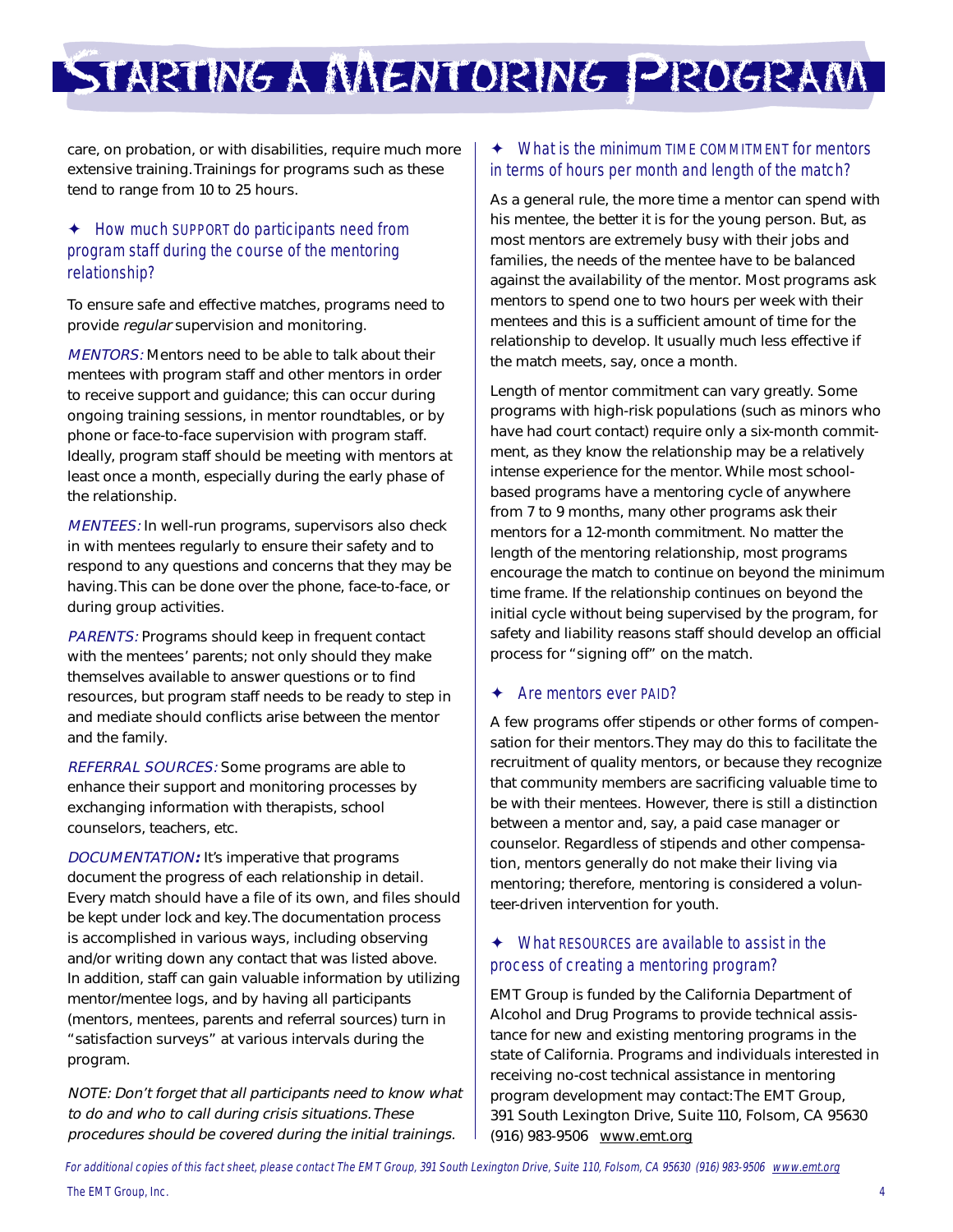care, on probation, or with disabilities, require much more extensive training. Trainings for programs such as these tend to range from 10 to 25 hours.

### ✦ How much SUPPORT do participants need from program staff during the course of the mentoring relationship?

To ensure safe and effective matches, programs need to provide *regular* supervision and monitoring.

*MENTORS:* Mentors need to be able to talk about their mentees with program staff and other mentors in order to receive support and guidance; this can occur during ongoing training sessions, in mentor roundtables, or by phone or face-to-face supervision with program staff. Ideally, program staff should be meeting with mentors at least once a month, especially during the early phase of the relationship.

*MENTEES:* In well-run programs, supervisors also check in with mentees regularly to ensure their safety and to respond to any questions and concerns that they may be having. This can be done over the phone, face-to-face, or during group activities.

*PARENTS:* Programs should keep in frequent contact with the mentees' parents; not only should they make themselves available to answer questions or to find resources, but program staff needs to be ready to step in and mediate should conflicts arise between the mentor and the family.

*REFERRAL SOURCES:* Some programs are able to enhance their support and monitoring processes by exchanging information with therapists, school counselors, teachers, etc.

*DOCUMENTATION:* It's imperative that programs document the progress of each relationship in detail. Every match should have a file of its own, and files should be kept under lock and key. The documentation process is accomplished in various ways, including observing and/or writing down any contact that was listed above. In addition, staff can gain valuable information by utilizing mentor/mentee logs, and by having all participants (mentors, mentees, parents and referral sources) turn in "satisfaction surveys" at various intervals during the program.

*NOTE: Don't forget that all participants need to know what to do and who to call during crisis situations. These procedures should be covered during the initial trainings.*

### ✦ What is the minimum TIME COMMITMENT for mentors in terms of hours per month and length of the match?

As a general rule, the more time a mentor can spend with his mentee, the better it is for the young person. But, as most mentors are extremely busy with their jobs and families, the needs of the mentee have to be balanced against the availability of the mentor. Most programs ask mentors to spend one to two hours per week with their mentees and this is a sufficient amount of time for the relationship to develop. It usually much less effective if the match meets, say, once a month.

Length of mentor commitment can vary greatly. Some programs with high-risk populations (such as minors who have had court contact) require only a six-month commitment, as they know the relationship may be a relatively intense experience for the mentor. While most school-based programs have a mentoring cycle of anywhere from 7 to 9 months, many other programs ask their mentors for a 12-month commitment. No matter the length of the mentoring relationship, most programs encourage the match to continue on beyond the minimum time frame. If the relationship continues on beyond the initial cycle without being supervised by the program, for safety and liability reasons staff should develop an official process for "signing off" on the match.

### ✦ Are mentors ever PAID?

A few programs offer stipends or other forms of compensation for their mentors. They may do this to facilitate the recruitment of quality mentors, or because they recognize that community members are sacrificing valuable time to be with their mentees. However, there is still a distinction between a mentor and, say, a paid case manager or counselor. Regardless of stipends and other compensation, mentors generally do not make their living via mentoring; therefore, mentoring is considered a volunteer-driven intervention for youth.

### ✦ What RESOURCES are available to assist in the process of creating a mentoring program?

EMT Group is funded by the California Department of Alcohol and Drug Programs to provide technical assistance for new and existing mentoring programs in the state of California. Programs and individuals interested in receiving no-cost technical assistance in mentoring program development may contact: The EMT Group, 391 South Lexington Drive, Suite 110, Folsom, CA 95630 (916) 983-9506 www.emt.org